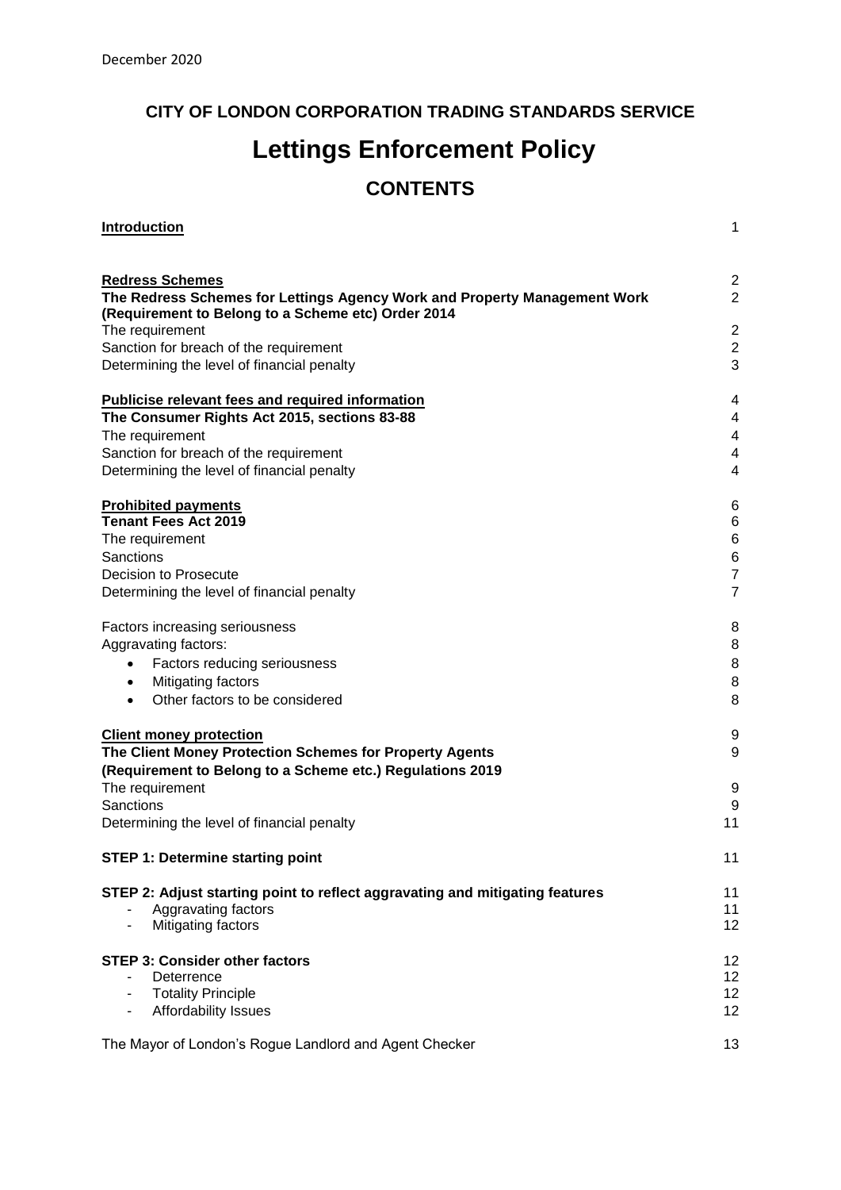December 2020

**CITY OF LONDON CORPORATION TRADING STANDARDS SERVICE**

# Lettings Enforcement Policy

## CONTENTS

| | |
|---|---|
| **Introduction** | 1 |
| | |
| **Redress Schemes** | 2 |
| **The Redress Schemes for Lettings Agency Work and Property Management Work (Requirement to Belong to a Scheme etc) Order 2014** | 2 |
| The requirement | 2 |
| Sanction for breach of the requirement | 2 |
| Determining the level of financial penalty | 3 |
| | |
| **Publicise relevant fees and required information** | 4 |
| **The Consumer Rights Act 2015, sections 83-88** | 4 |
| The requirement | 4 |
| Sanction for breach of the requirement | 4 |
| Determining the level of financial penalty | 4 |
| | |
| **Prohibited payments** | 6 |
| **Tenant Fees Act 2019** | 6 |
| The requirement | 6 |
| Sanctions | 6 |
| Decision to Prosecute | 7 |
| Determining the level of financial penalty | 7 |
| | |
| Factors increasing seriousness | 8 |
| Aggravating factors: | 8 |
| • Factors reducing seriousness | 8 |
| • Mitigating factors | 8 |
| • Other factors to be considered | 8 |
| | |
| **Client money protection** | 9 |
| **The Client Money Protection Schemes for Property Agents (Requirement to Belong to a Scheme etc.) Regulations 2019** | 9 |
| The requirement | 9 |
| Sanctions | 9 |
| Determining the level of financial penalty | 11 |
| | |
| **STEP 1: Determine starting point** | 11 |
| | |
| **STEP 2: Adjust starting point to reflect aggravating and mitigating features** | 11 |
| - Aggravating factors | 11 |
| - Mitigating factors | 12 |
| | |
| **STEP 3: Consider other factors** | 12 |
| - Deterrence | 12 |
| - Totality Principle | 12 |
| - Affordability Issues | 12 |
| | |
| The Mayor of London's Rogue Landlord and Agent Checker | 13 |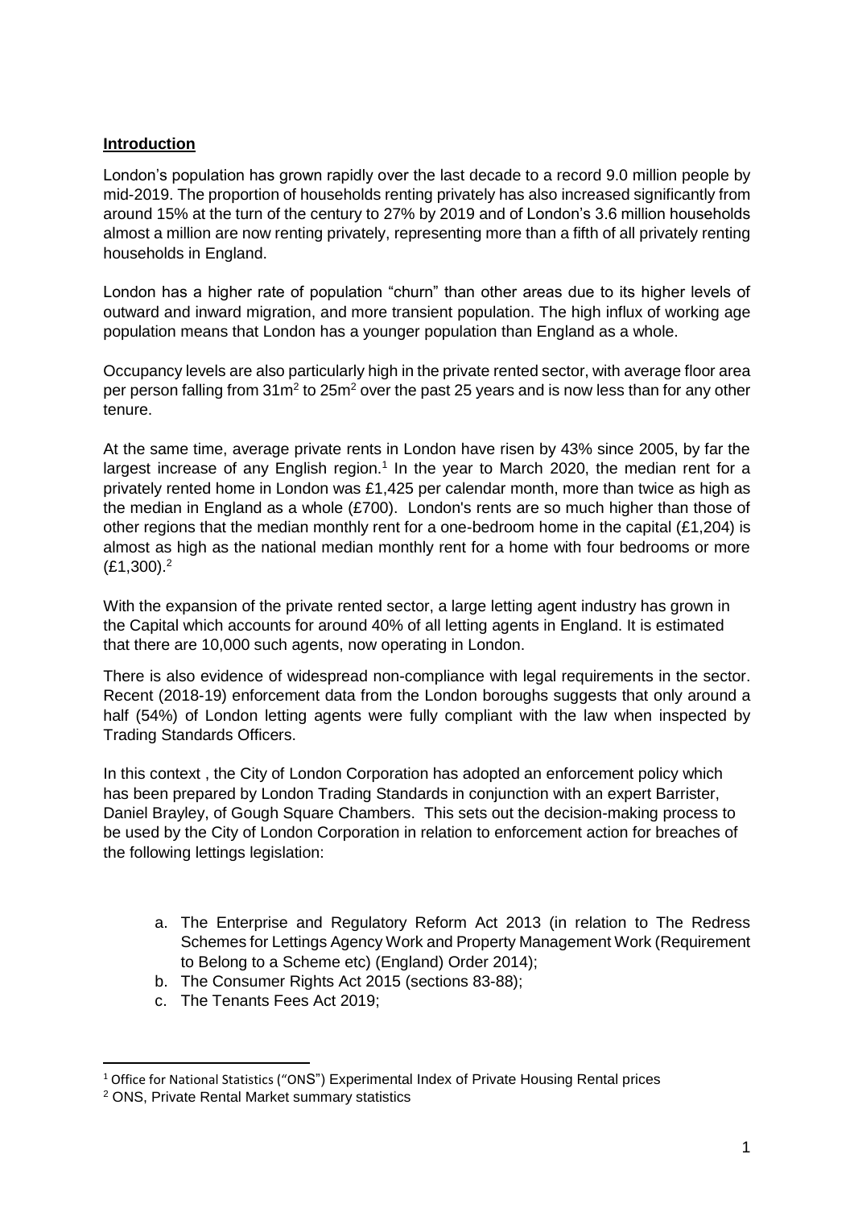## **Introduction**

London's population has grown rapidly over the last decade to a record 9.0 million people by mid-2019. The proportion of households renting privately has also increased significantly from around 15% at the turn of the century to 27% by 2019 and of London's 3.6 million households almost a million are now renting privately, representing more than a fifth of all privately renting households in England.

London has a higher rate of population "churn" than other areas due to its higher levels of outward and inward migration, and more transient population. The high influx of working age population means that London has a younger population than England as a whole.

Occupancy levels are also particularly high in the private rented sector, with average floor area per person falling from $31m^2$ to $25m^2$ over the past 25 years and is now less than for any other tenure.

At the same time, average private rents in London have risen by 43% since 2005, by far the largest increase of any English region.[1] In the year to March 2020, the median rent for a privately rented home in London was £1,425 per calendar month, more than twice as high as the median in England as a whole (£700). London's rents are so much higher than those of other regions that the median monthly rent for a one-bedroom home in the capital (£1,204) is almost as high as the national median monthly rent for a home with four bedrooms or more (£1,300).[2]

With the expansion of the private rented sector, a large letting agent industry has grown in the Capital which accounts for around 40% of all letting agents in England. It is estimated that there are 10,000 such agents, now operating in London.

There is also evidence of widespread non-compliance with legal requirements in the sector. Recent (2018-19) enforcement data from the London boroughs suggests that only around a half (54%) of London letting agents were fully compliant with the law when inspected by Trading Standards Officers.

In this context , the City of London Corporation has adopted an enforcement policy which has been prepared by London Trading Standards in conjunction with an expert Barrister, Daniel Brayley, of Gough Square Chambers. This sets out the decision-making process to be used by the City of London Corporation in relation to enforcement action for breaches of the following lettings legislation:

a. The Enterprise and Regulatory Reform Act 2013 (in relation to The Redress Schemes for Lettings Agency Work and Property Management Work (Requirement to Belong to a Scheme etc) (England) Order 2014);
b. The Consumer Rights Act 2015 (sections 83-88);
c. The Tenants Fees Act 2019;

[1] Office for National Statistics ("ONS") Experimental Index of Private Housing Rental prices

[2] ONS, Private Rental Market summary statistics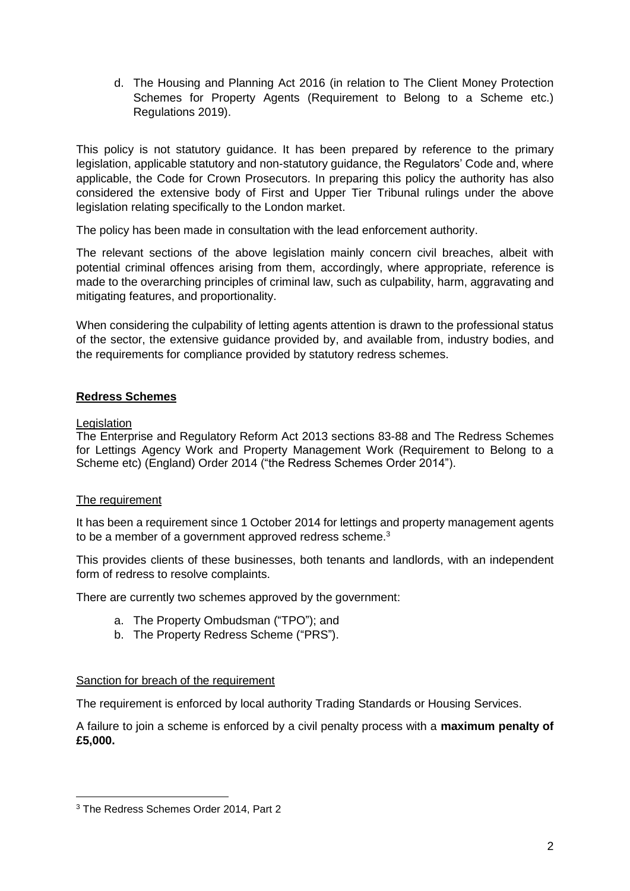d. The Housing and Planning Act 2016 (in relation to The Client Money Protection Schemes for Property Agents (Requirement to Belong to a Scheme etc.) Regulations 2019).

This policy is not statutory guidance. It has been prepared by reference to the primary legislation, applicable statutory and non-statutory guidance, the Regulators' Code and, where applicable, the Code for Crown Prosecutors. In preparing this policy the authority has also considered the extensive body of First and Upper Tier Tribunal rulings under the above legislation relating specifically to the London market.

The policy has been made in consultation with the lead enforcement authority.

The relevant sections of the above legislation mainly concern civil breaches, albeit with potential criminal offences arising from them, accordingly, where appropriate, reference is made to the overarching principles of criminal law, such as culpability, harm, aggravating and mitigating features, and proportionality.

When considering the culpability of letting agents attention is drawn to the professional status of the sector, the extensive guidance provided by, and available from, industry bodies, and the requirements for compliance provided by statutory redress schemes.

## Redress Schemes

### Legislation

The Enterprise and Regulatory Reform Act 2013 sections 83-88 and The Redress Schemes for Lettings Agency Work and Property Management Work (Requirement to Belong to a Scheme etc) (England) Order 2014 ("the Redress Schemes Order 2014").

### The requirement

It has been a requirement since 1 October 2014 for lettings and property management agents to be a member of a government approved redress scheme.[3]

This provides clients of these businesses, both tenants and landlords, with an independent form of redress to resolve complaints.

There are currently two schemes approved by the government:

a. The Property Ombudsman ("TPO"); and
b. The Property Redress Scheme ("PRS").

### Sanction for breach of the requirement

The requirement is enforced by local authority Trading Standards or Housing Services.

A failure to join a scheme is enforced by a civil penalty process with a **maximum penalty of £5,000.**

[3] The Redress Schemes Order 2014, Part 2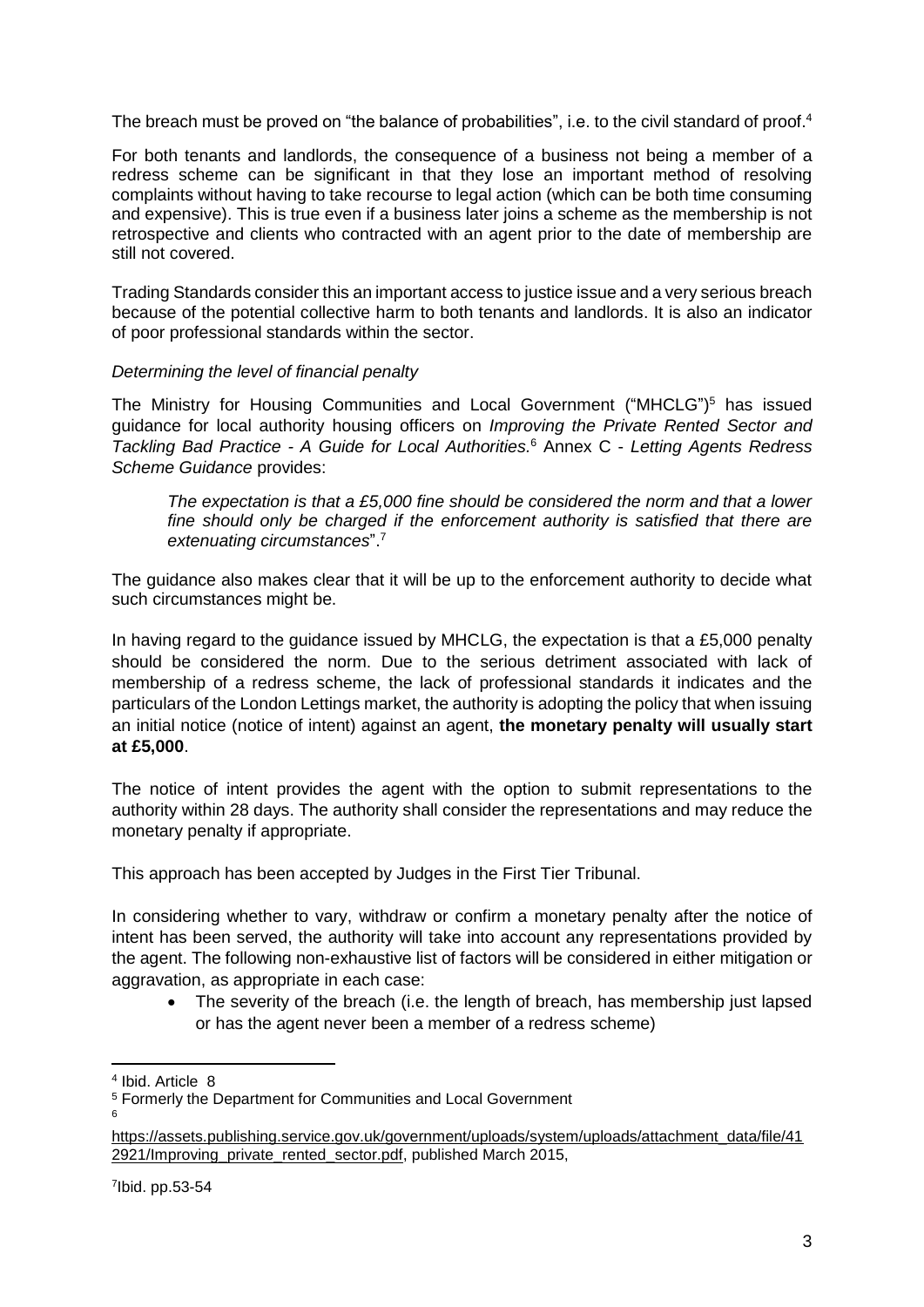The breach must be proved on "the balance of probabilities", i.e. to the civil standard of proof.[4]

For both tenants and landlords, the consequence of a business not being a member of a redress scheme can be significant in that they lose an important method of resolving complaints without having to take recourse to legal action (which can be both time consuming and expensive). This is true even if a business later joins a scheme as the membership is not retrospective and clients who contracted with an agent prior to the date of membership are still not covered.

Trading Standards consider this an important access to justice issue and a very serious breach because of the potential collective harm to both tenants and landlords. It is also an indicator of poor professional standards within the sector.

*Determining the level of financial penalty*

The Ministry for Housing Communities and Local Government ("MHCLG")[5] has issued guidance for local authority housing officers on *Improving the Private Rented Sector and Tackling Bad Practice - A Guide for Local Authorities.*[6] Annex C - *Letting Agents Redress Scheme Guidance* provides:

> *The expectation is that a £5,000 fine should be considered the norm and that a lower fine should only be charged if the enforcement authority is satisfied that there are extenuating circumstances*".[7]

The guidance also makes clear that it will be up to the enforcement authority to decide what such circumstances might be.

In having regard to the guidance issued by MHCLG, the expectation is that a £5,000 penalty should be considered the norm. Due to the serious detriment associated with lack of membership of a redress scheme, the lack of professional standards it indicates and the particulars of the London Lettings market, the authority is adopting the policy that when issuing an initial notice (notice of intent) against an agent, **the monetary penalty will usually start at £5,000**.

The notice of intent provides the agent with the option to submit representations to the authority within 28 days. The authority shall consider the representations and may reduce the monetary penalty if appropriate.

This approach has been accepted by Judges in the First Tier Tribunal.

In considering whether to vary, withdraw or confirm a monetary penalty after the notice of intent has been served, the authority will take into account any representations provided by the agent. The following non-exhaustive list of factors will be considered in either mitigation or aggravation, as appropriate in each case:

- The severity of the breach (i.e. the length of breach, has membership just lapsed or has the agent never been a member of a redress scheme)

---

[4] Ibid. Article 8

[5] Formerly the Department for Communities and Local Government

[6] https://assets.publishing.service.gov.uk/government/uploads/system/uploads/attachment_data/file/412921/Improving_private_rented_sector.pdf, published March 2015,

[7] Ibid. pp.53-54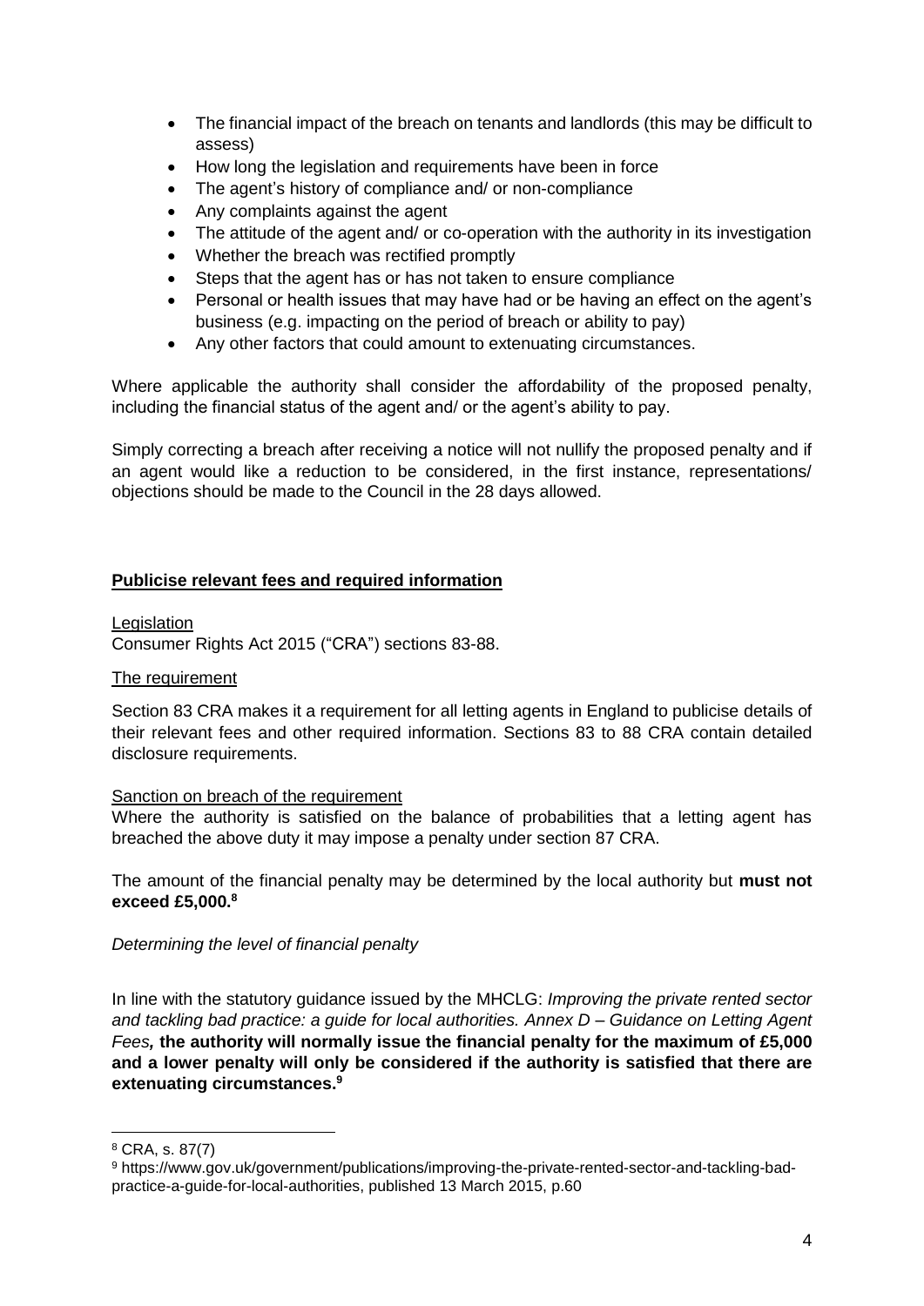- The financial impact of the breach on tenants and landlords (this may be difficult to assess)
- How long the legislation and requirements have been in force
- The agent's history of compliance and/ or non-compliance
- Any complaints against the agent
- The attitude of the agent and/ or co-operation with the authority in its investigation
- Whether the breach was rectified promptly
- Steps that the agent has or has not taken to ensure compliance
- Personal or health issues that may have had or be having an effect on the agent's business (e.g. impacting on the period of breach or ability to pay)
- Any other factors that could amount to extenuating circumstances.

Where applicable the authority shall consider the affordability of the proposed penalty, including the financial status of the agent and/ or the agent's ability to pay.

Simply correcting a breach after receiving a notice will not nullify the proposed penalty and if an agent would like a reduction to be considered, in the first instance, representations/ objections should be made to the Council in the 28 days allowed.

## **Publicise relevant fees and required information**

Legislation

Consumer Rights Act 2015 ("CRA") sections 83-88.

The requirement

Section 83 CRA makes it a requirement for all letting agents in England to publicise details of their relevant fees and other required information. Sections 83 to 88 CRA contain detailed disclosure requirements.

Sanction on breach of the requirement

Where the authority is satisfied on the balance of probabilities that a letting agent has breached the above duty it may impose a penalty under section 87 CRA.

The amount of the financial penalty may be determined by the local authority but **must not exceed £5,000.**[8]

*Determining the level of financial penalty*

In line with the statutory guidance issued by the MHCLG: *Improving the private rented sector and tackling bad practice: a guide for local authorities. Annex D – Guidance on Letting Agent Fees,* **the authority will normally issue the financial penalty for the maximum of £5,000 and a lower penalty will only be considered if the authority is satisfied that there are extenuating circumstances.**[9]

[8] CRA, s. 87(7)

[9] https://www.gov.uk/government/publications/improving-the-private-rented-sector-and-tackling-bad-practice-a-guide-for-local-authorities, published 13 March 2015, p.60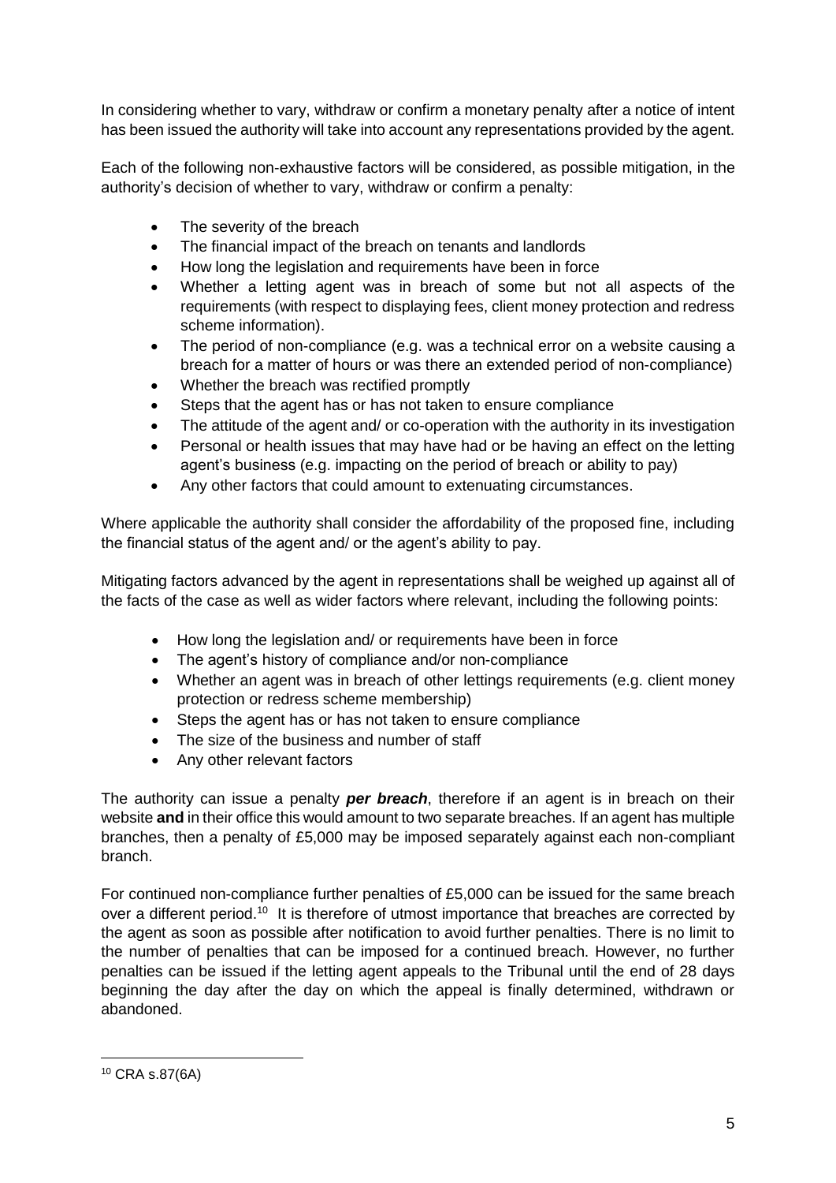In considering whether to vary, withdraw or confirm a monetary penalty after a notice of intent has been issued the authority will take into account any representations provided by the agent.

Each of the following non-exhaustive factors will be considered, as possible mitigation, in the authority's decision of whether to vary, withdraw or confirm a penalty:

- The severity of the breach
- The financial impact of the breach on tenants and landlords
- How long the legislation and requirements have been in force
- Whether a letting agent was in breach of some but not all aspects of the requirements (with respect to displaying fees, client money protection and redress scheme information).
- The period of non-compliance (e.g. was a technical error on a website causing a breach for a matter of hours or was there an extended period of non-compliance)
- Whether the breach was rectified promptly
- Steps that the agent has or has not taken to ensure compliance
- The attitude of the agent and/ or co-operation with the authority in its investigation
- Personal or health issues that may have had or be having an effect on the letting agent's business (e.g. impacting on the period of breach or ability to pay)
- Any other factors that could amount to extenuating circumstances.

Where applicable the authority shall consider the affordability of the proposed fine, including the financial status of the agent and/ or the agent's ability to pay.

Mitigating factors advanced by the agent in representations shall be weighed up against all of the facts of the case as well as wider factors where relevant, including the following points:

- How long the legislation and/ or requirements have been in force
- The agent's history of compliance and/or non-compliance
- Whether an agent was in breach of other lettings requirements (e.g. client money protection or redress scheme membership)
- Steps the agent has or has not taken to ensure compliance
- The size of the business and number of staff
- Any other relevant factors

The authority can issue a penalty ***per breach***, therefore if an agent is in breach on their website **and** in their office this would amount to two separate breaches. If an agent has multiple branches, then a penalty of £5,000 may be imposed separately against each non-compliant branch.

For continued non-compliance further penalties of £5,000 can be issued for the same breach over a different period.[10] It is therefore of utmost importance that breaches are corrected by the agent as soon as possible after notification to avoid further penalties. There is no limit to the number of penalties that can be imposed for a continued breach. However, no further penalties can be issued if the letting agent appeals to the Tribunal until the end of 28 days beginning the day after the day on which the appeal is finally determined, withdrawn or abandoned.

[10] CRA s.87(6A)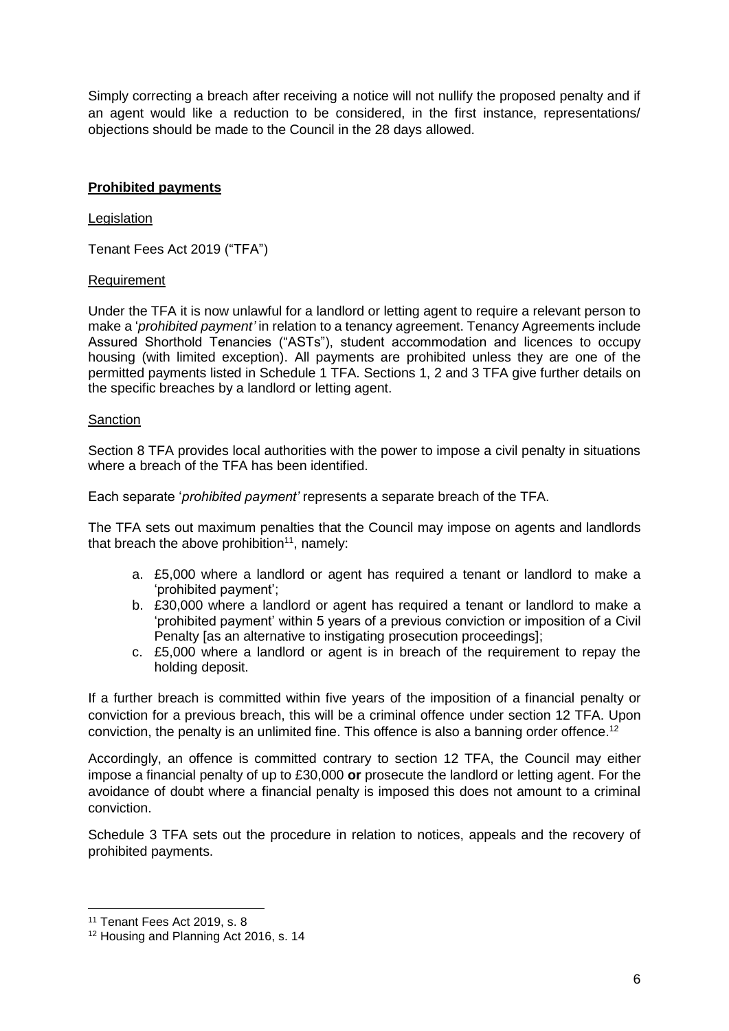Simply correcting a breach after receiving a notice will not nullify the proposed penalty and if an agent would like a reduction to be considered, in the first instance, representations/ objections should be made to the Council in the 28 days allowed.

## Prohibited payments

Legislation

Tenant Fees Act 2019 ("TFA")

Requirement

Under the TFA it is now unlawful for a landlord or letting agent to require a relevant person to make a '*prohibited payment'* in relation to a tenancy agreement. Tenancy Agreements include Assured Shorthold Tenancies ("ASTs"), student accommodation and licences to occupy housing (with limited exception). All payments are prohibited unless they are one of the permitted payments listed in Schedule 1 TFA. Sections 1, 2 and 3 TFA give further details on the specific breaches by a landlord or letting agent.

Sanction

Section 8 TFA provides local authorities with the power to impose a civil penalty in situations where a breach of the TFA has been identified.

Each separate '*prohibited payment'* represents a separate breach of the TFA.

The TFA sets out maximum penalties that the Council may impose on agents and landlords that breach the above prohibition[11], namely:

a. £5,000 where a landlord or agent has required a tenant or landlord to make a 'prohibited payment';
b. £30,000 where a landlord or agent has required a tenant or landlord to make a 'prohibited payment' within 5 years of a previous conviction or imposition of a Civil Penalty [as an alternative to instigating prosecution proceedings];
c. £5,000 where a landlord or agent is in breach of the requirement to repay the holding deposit.

If a further breach is committed within five years of the imposition of a financial penalty or conviction for a previous breach, this will be a criminal offence under section 12 TFA. Upon conviction, the penalty is an unlimited fine. This offence is also a banning order offence.[12]

Accordingly, an offence is committed contrary to section 12 TFA, the Council may either impose a financial penalty of up to £30,000 **or** prosecute the landlord or letting agent. For the avoidance of doubt where a financial penalty is imposed this does not amount to a criminal conviction.

Schedule 3 TFA sets out the procedure in relation to notices, appeals and the recovery of prohibited payments.

[11] Tenant Fees Act 2019, s. 8

[12] Housing and Planning Act 2016, s. 14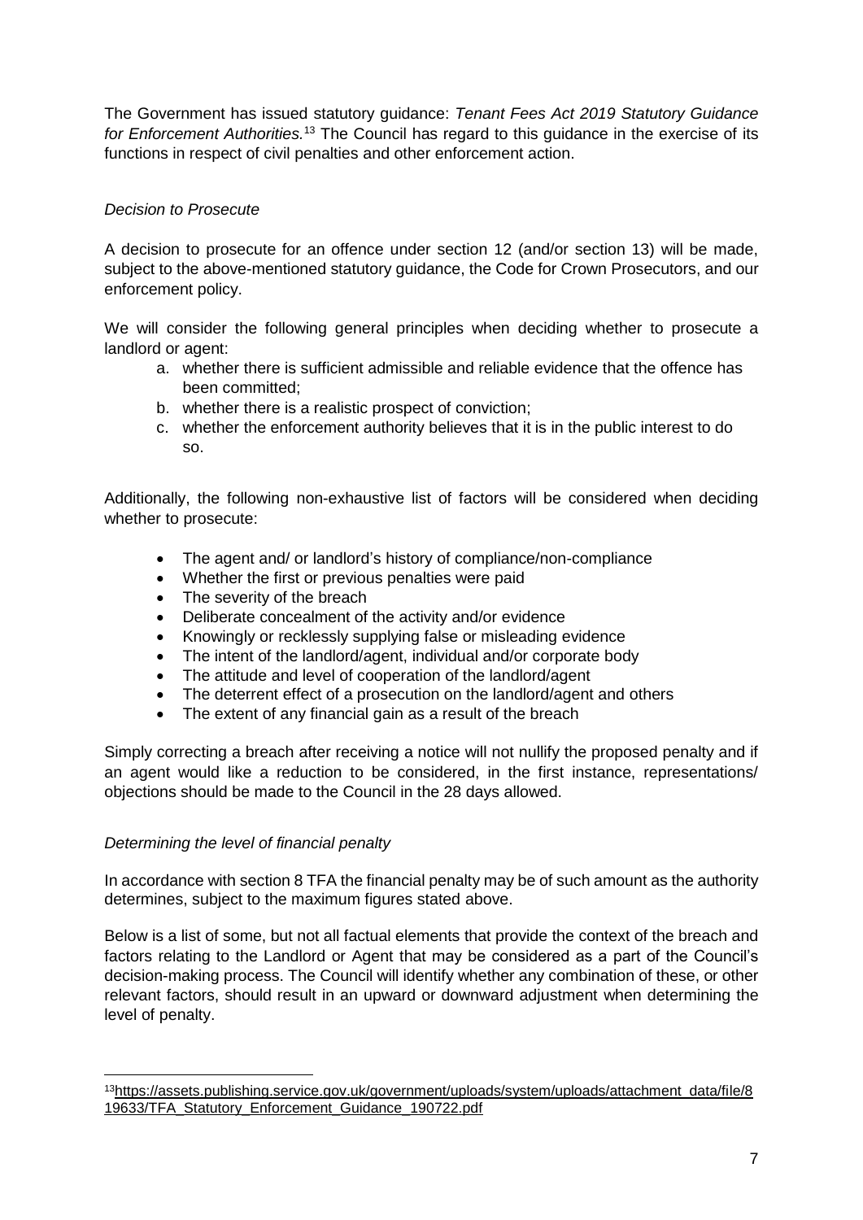The Government has issued statutory guidance: *Tenant Fees Act 2019 Statutory Guidance for Enforcement Authorities.*[13] The Council has regard to this guidance in the exercise of its functions in respect of civil penalties and other enforcement action.

*Decision to Prosecute*

A decision to prosecute for an offence under section 12 (and/or section 13) will be made, subject to the above-mentioned statutory guidance, the Code for Crown Prosecutors, and our enforcement policy.

We will consider the following general principles when deciding whether to prosecute a landlord or agent:

a. whether there is sufficient admissible and reliable evidence that the offence has been committed;
b. whether there is a realistic prospect of conviction;
c. whether the enforcement authority believes that it is in the public interest to do so.

Additionally, the following non-exhaustive list of factors will be considered when deciding whether to prosecute:

- The agent and/ or landlord's history of compliance/non-compliance
- Whether the first or previous penalties were paid
- The severity of the breach
- Deliberate concealment of the activity and/or evidence
- Knowingly or recklessly supplying false or misleading evidence
- The intent of the landlord/agent, individual and/or corporate body
- The attitude and level of cooperation of the landlord/agent
- The deterrent effect of a prosecution on the landlord/agent and others
- The extent of any financial gain as a result of the breach

Simply correcting a breach after receiving a notice will not nullify the proposed penalty and if an agent would like a reduction to be considered, in the first instance, representations/ objections should be made to the Council in the 28 days allowed.

*Determining the level of financial penalty*

In accordance with section 8 TFA the financial penalty may be of such amount as the authority determines, subject to the maximum figures stated above.

Below is a list of some, but not all factual elements that provide the context of the breach and factors relating to the Landlord or Agent that may be considered as a part of the Council's decision-making process. The Council will identify whether any combination of these, or other relevant factors, should result in an upward or downward adjustment when determining the level of penalty.

[13] https://assets.publishing.service.gov.uk/government/uploads/system/uploads/attachment_data/file/819633/TFA_Statutory_Enforcement_Guidance_190722.pdf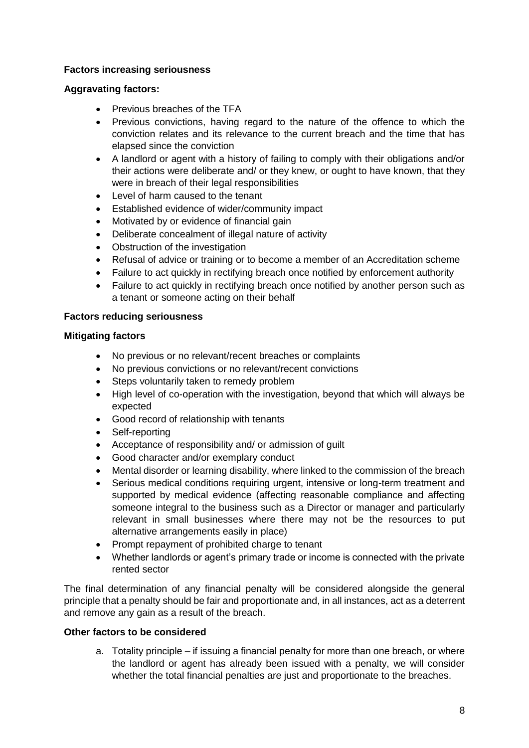**Factors increasing seriousness**

**Aggravating factors:**

- Previous breaches of the TFA
- Previous convictions, having regard to the nature of the offence to which the conviction relates and its relevance to the current breach and the time that has elapsed since the conviction
- A landlord or agent with a history of failing to comply with their obligations and/or their actions were deliberate and/ or they knew, or ought to have known, that they were in breach of their legal responsibilities
- Level of harm caused to the tenant
- Established evidence of wider/community impact
- Motivated by or evidence of financial gain
- Deliberate concealment of illegal nature of activity
- Obstruction of the investigation
- Refusal of advice or training or to become a member of an Accreditation scheme
- Failure to act quickly in rectifying breach once notified by enforcement authority
- Failure to act quickly in rectifying breach once notified by another person such as a tenant or someone acting on their behalf

**Factors reducing seriousness**

**Mitigating factors**

- No previous or no relevant/recent breaches or complaints
- No previous convictions or no relevant/recent convictions
- Steps voluntarily taken to remedy problem
- High level of co-operation with the investigation, beyond that which will always be expected
- Good record of relationship with tenants
- Self-reporting
- Acceptance of responsibility and/ or admission of guilt
- Good character and/or exemplary conduct
- Mental disorder or learning disability, where linked to the commission of the breach
- Serious medical conditions requiring urgent, intensive or long-term treatment and supported by medical evidence (affecting reasonable compliance and affecting someone integral to the business such as a Director or manager and particularly relevant in small businesses where there may not be the resources to put alternative arrangements easily in place)
- Prompt repayment of prohibited charge to tenant
- Whether landlords or agent's primary trade or income is connected with the private rented sector

The final determination of any financial penalty will be considered alongside the general principle that a penalty should be fair and proportionate and, in all instances, act as a deterrent and remove any gain as a result of the breach.

**Other factors to be considered**

a. Totality principle – if issuing a financial penalty for more than one breach, or where the landlord or agent has already been issued with a penalty, we will consider whether the total financial penalties are just and proportionate to the breaches.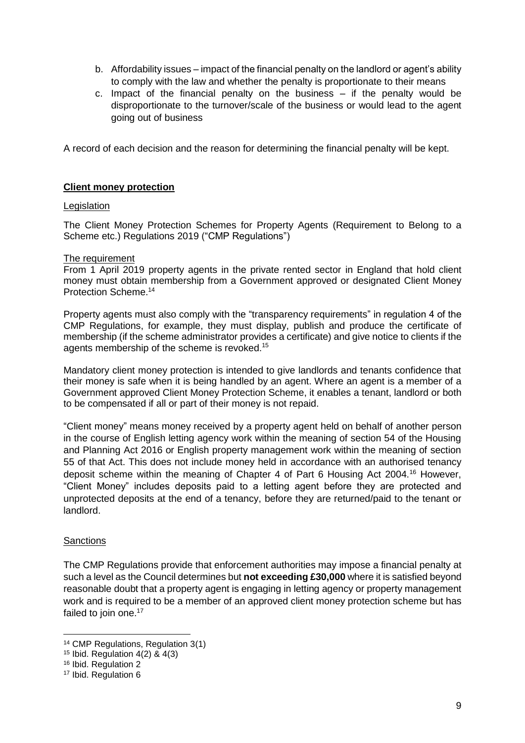b. Affordability issues – impact of the financial penalty on the landlord or agent's ability to comply with the law and whether the penalty is proportionate to their means
c. Impact of the financial penalty on the business – if the penalty would be disproportionate to the turnover/scale of the business or would lead to the agent going out of business

A record of each decision and the reason for determining the financial penalty will be kept.

## Client money protection

### Legislation

The Client Money Protection Schemes for Property Agents (Requirement to Belong to a Scheme etc.) Regulations 2019 ("CMP Regulations")

### The requirement

From 1 April 2019 property agents in the private rented sector in England that hold client money must obtain membership from a Government approved or designated Client Money Protection Scheme.[14]

Property agents must also comply with the "transparency requirements" in regulation 4 of the CMP Regulations, for example, they must display, publish and produce the certificate of membership (if the scheme administrator provides a certificate) and give notice to clients if the agents membership of the scheme is revoked.[15]

Mandatory client money protection is intended to give landlords and tenants confidence that their money is safe when it is being handled by an agent. Where an agent is a member of a Government approved Client Money Protection Scheme, it enables a tenant, landlord or both to be compensated if all or part of their money is not repaid.

"Client money" means money received by a property agent held on behalf of another person in the course of English letting agency work within the meaning of section 54 of the Housing and Planning Act 2016 or English property management work within the meaning of section 55 of that Act. This does not include money held in accordance with an authorised tenancy deposit scheme within the meaning of Chapter 4 of Part 6 Housing Act 2004.[16] However, "Client Money" includes deposits paid to a letting agent before they are protected and unprotected deposits at the end of a tenancy, before they are returned/paid to the tenant or landlord.

### Sanctions

The CMP Regulations provide that enforcement authorities may impose a financial penalty at such a level as the Council determines but **not exceeding £30,000** where it is satisfied beyond reasonable doubt that a property agent is engaging in letting agency or property management work and is required to be a member of an approved client money protection scheme but has failed to join one.[17]

---

[14] CMP Regulations, Regulation 3(1)

[15] Ibid. Regulation 4(2) & 4(3)

[16] Ibid. Regulation 2

[17] Ibid. Regulation 6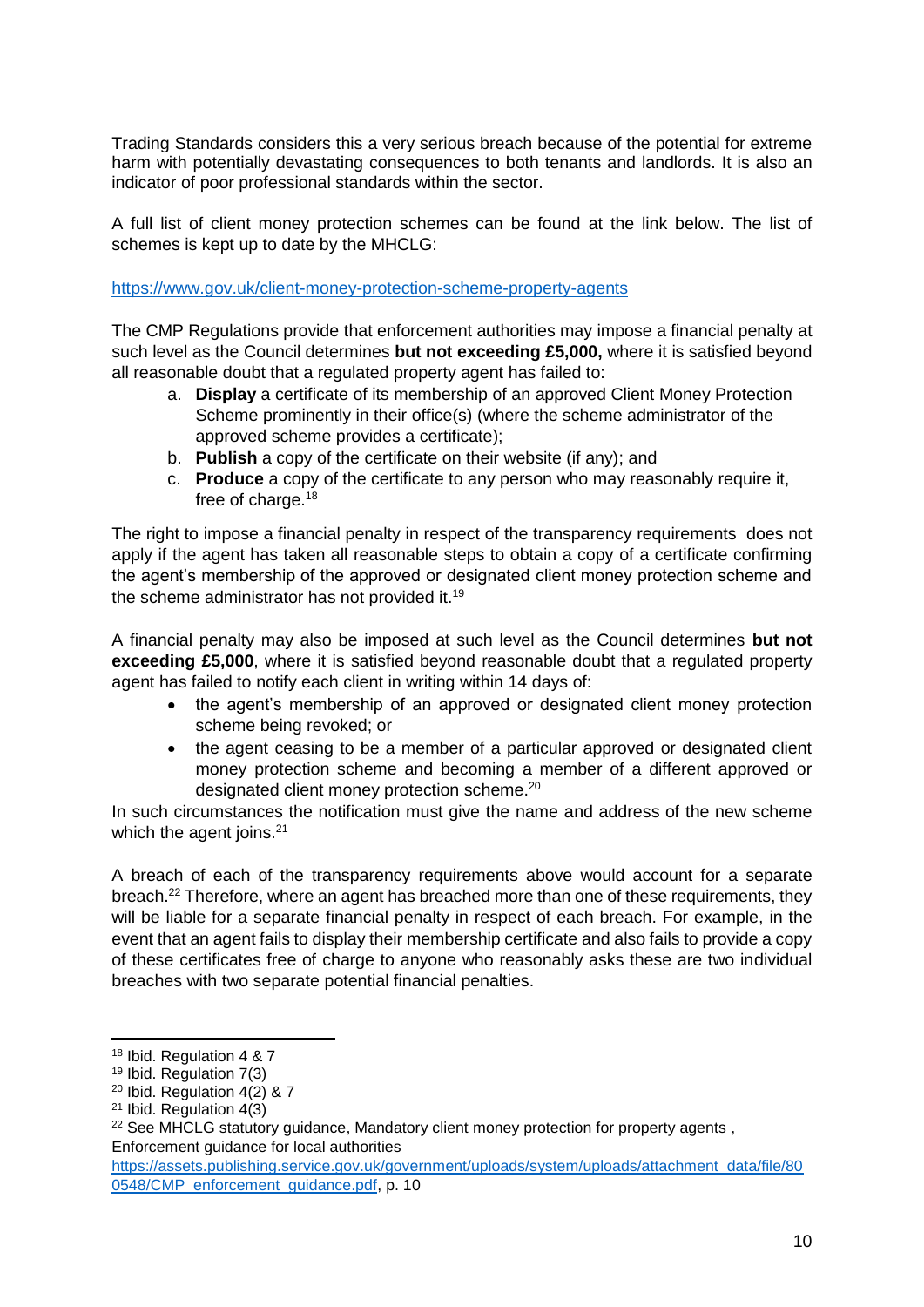Trading Standards considers this a very serious breach because of the potential for extreme harm with potentially devastating consequences to both tenants and landlords. It is also an indicator of poor professional standards within the sector.

A full list of client money protection schemes can be found at the link below. The list of schemes is kept up to date by the MHCLG:

https://www.gov.uk/client-money-protection-scheme-property-agents

The CMP Regulations provide that enforcement authorities may impose a financial penalty at such level as the Council determines **but not exceeding £5,000,** where it is satisfied beyond all reasonable doubt that a regulated property agent has failed to:

a. **Display** a certificate of its membership of an approved Client Money Protection Scheme prominently in their office(s) (where the scheme administrator of the approved scheme provides a certificate);
b. **Publish** a copy of the certificate on their website (if any); and
c. **Produce** a copy of the certificate to any person who may reasonably require it, free of charge.[18]

The right to impose a financial penalty in respect of the transparency requirements does not apply if the agent has taken all reasonable steps to obtain a copy of a certificate confirming the agent's membership of the approved or designated client money protection scheme and the scheme administrator has not provided it.[19]

A financial penalty may also be imposed at such level as the Council determines **but not exceeding £5,000**, where it is satisfied beyond reasonable doubt that a regulated property agent has failed to notify each client in writing within 14 days of:

- the agent's membership of an approved or designated client money protection scheme being revoked; or
- the agent ceasing to be a member of a particular approved or designated client money protection scheme and becoming a member of a different approved or designated client money protection scheme.[20]

In such circumstances the notification must give the name and address of the new scheme which the agent joins.[21]

A breach of each of the transparency requirements above would account for a separate breach.[22] Therefore, where an agent has breached more than one of these requirements, they will be liable for a separate financial penalty in respect of each breach. For example, in the event that an agent fails to display their membership certificate and also fails to provide a copy of these certificates free of charge to anyone who reasonably asks these are two individual breaches with two separate potential financial penalties.

---

[18] Ibid. Regulation 4 & 7
[19] Ibid. Regulation 7(3)
[20] Ibid. Regulation 4(2) & 7
[21] Ibid. Regulation 4(3)
[22] See MHCLG statutory guidance, Mandatory client money protection for property agents , Enforcement guidance for local authorities https://assets.publishing.service.gov.uk/government/uploads/system/uploads/attachment_data/file/800548/CMP_enforcement_guidance.pdf, p. 10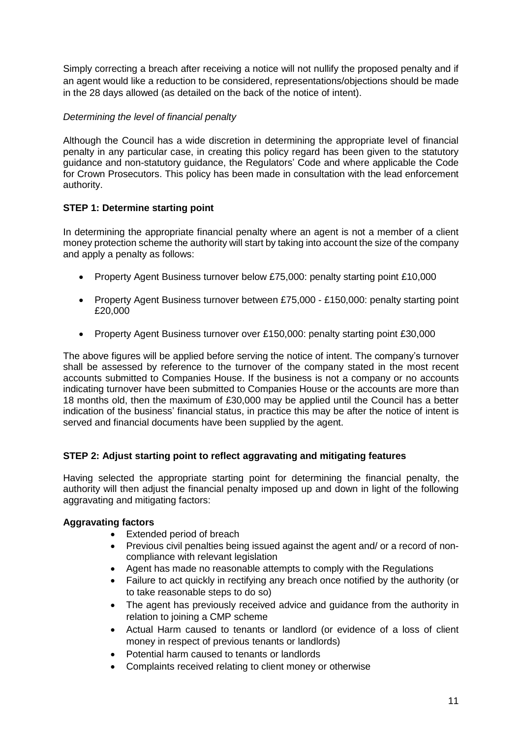Simply correcting a breach after receiving a notice will not nullify the proposed penalty and if an agent would like a reduction to be considered, representations/objections should be made in the 28 days allowed (as detailed on the back of the notice of intent).

*Determining the level of financial penalty*

Although the Council has a wide discretion in determining the appropriate level of financial penalty in any particular case, in creating this policy regard has been given to the statutory guidance and non-statutory guidance, the Regulators' Code and where applicable the Code for Crown Prosecutors. This policy has been made in consultation with the lead enforcement authority.

**STEP 1: Determine starting point**

In determining the appropriate financial penalty where an agent is not a member of a client money protection scheme the authority will start by taking into account the size of the company and apply a penalty as follows:

- Property Agent Business turnover below £75,000: penalty starting point £10,000
- Property Agent Business turnover between £75,000 - £150,000: penalty starting point £20,000
- Property Agent Business turnover over £150,000: penalty starting point £30,000

The above figures will be applied before serving the notice of intent. The company's turnover shall be assessed by reference to the turnover of the company stated in the most recent accounts submitted to Companies House. If the business is not a company or no accounts indicating turnover have been submitted to Companies House or the accounts are more than 18 months old, then the maximum of £30,000 may be applied until the Council has a better indication of the business' financial status, in practice this may be after the notice of intent is served and financial documents have been supplied by the agent.

**STEP 2: Adjust starting point to reflect aggravating and mitigating features**

Having selected the appropriate starting point for determining the financial penalty, the authority will then adjust the financial penalty imposed up and down in light of the following aggravating and mitigating factors:

**Aggravating factors**

- Extended period of breach
- Previous civil penalties being issued against the agent and/ or a record of non-compliance with relevant legislation
- Agent has made no reasonable attempts to comply with the Regulations
- Failure to act quickly in rectifying any breach once notified by the authority (or to take reasonable steps to do so)
- The agent has previously received advice and guidance from the authority in relation to joining a CMP scheme
- Actual Harm caused to tenants or landlord (or evidence of a loss of client money in respect of previous tenants or landlords)
- Potential harm caused to tenants or landlords
- Complaints received relating to client money or otherwise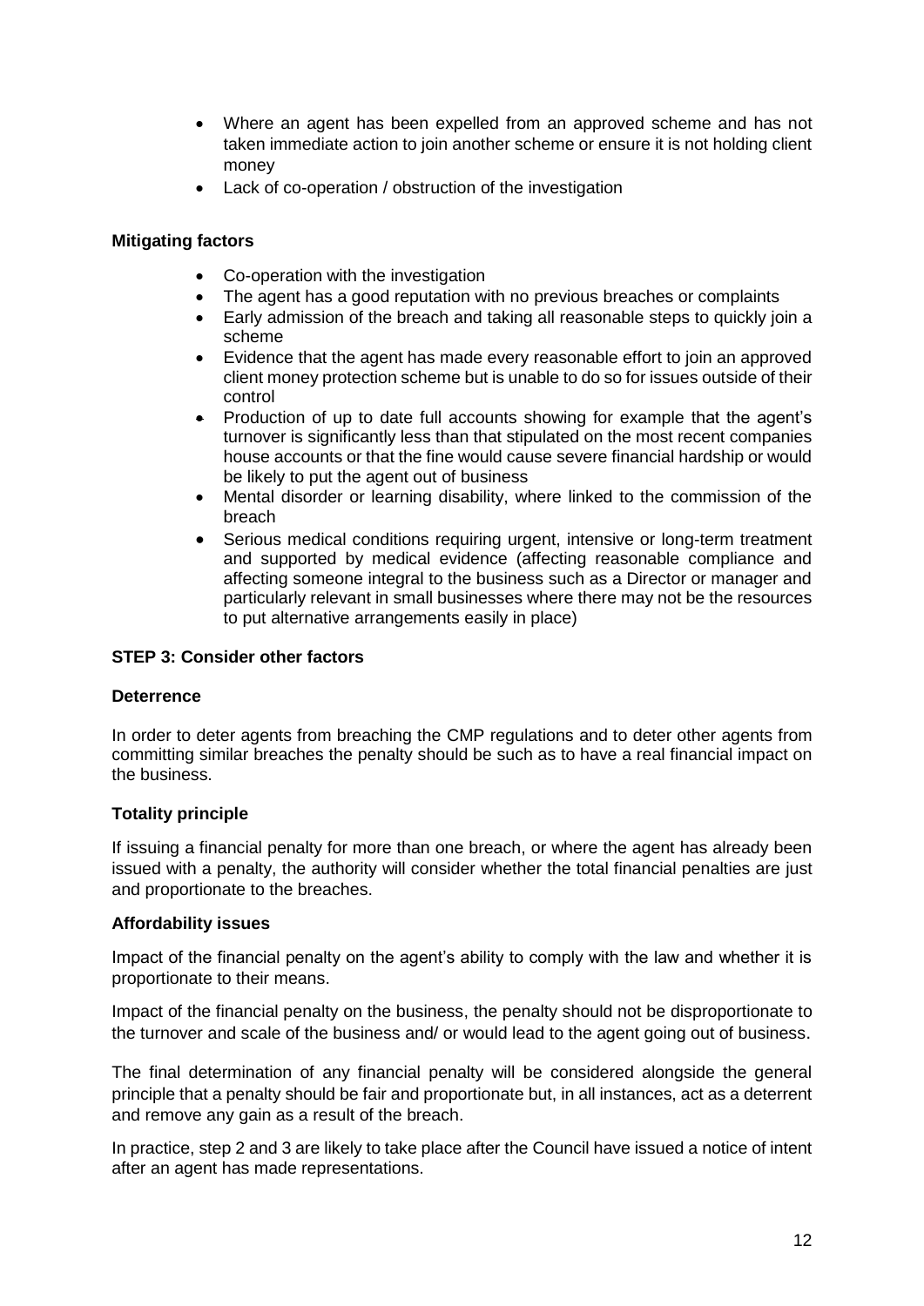- Where an agent has been expelled from an approved scheme and has not taken immediate action to join another scheme or ensure it is not holding client money
- Lack of co-operation / obstruction of the investigation

**Mitigating factors**

- Co-operation with the investigation
- The agent has a good reputation with no previous breaches or complaints
- Early admission of the breach and taking all reasonable steps to quickly join a scheme
- Evidence that the agent has made every reasonable effort to join an approved client money protection scheme but is unable to do so for issues outside of their control
- Production of up to date full accounts showing for example that the agent's turnover is significantly less than that stipulated on the most recent companies house accounts or that the fine would cause severe financial hardship or would be likely to put the agent out of business
- Mental disorder or learning disability, where linked to the commission of the breach
- Serious medical conditions requiring urgent, intensive or long-term treatment and supported by medical evidence (affecting reasonable compliance and affecting someone integral to the business such as a Director or manager and particularly relevant in small businesses where there may not be the resources to put alternative arrangements easily in place)

**STEP 3: Consider other factors**

**Deterrence**

In order to deter agents from breaching the CMP regulations and to deter other agents from committing similar breaches the penalty should be such as to have a real financial impact on the business.

**Totality principle**

If issuing a financial penalty for more than one breach, or where the agent has already been issued with a penalty, the authority will consider whether the total financial penalties are just and proportionate to the breaches.

**Affordability issues**

Impact of the financial penalty on the agent's ability to comply with the law and whether it is proportionate to their means.

Impact of the financial penalty on the business, the penalty should not be disproportionate to the turnover and scale of the business and/ or would lead to the agent going out of business.

The final determination of any financial penalty will be considered alongside the general principle that a penalty should be fair and proportionate but, in all instances, act as a deterrent and remove any gain as a result of the breach.

In practice, step 2 and 3 are likely to take place after the Council have issued a notice of intent after an agent has made representations.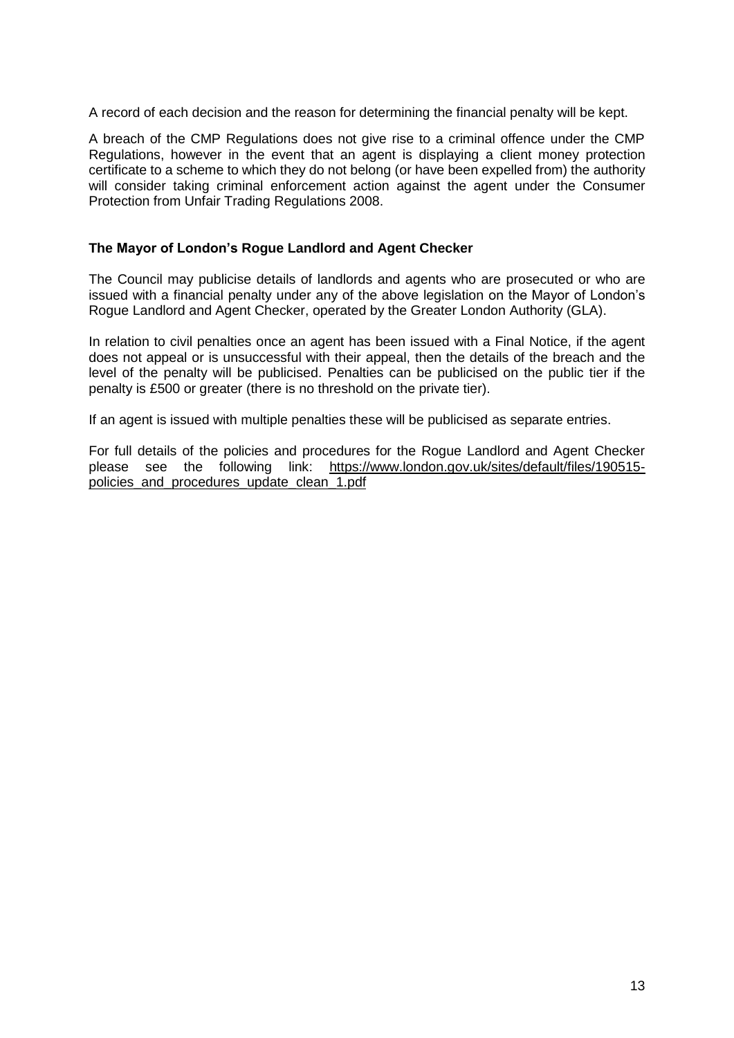A record of each decision and the reason for determining the financial penalty will be kept.

A breach of the CMP Regulations does not give rise to a criminal offence under the CMP Regulations, however in the event that an agent is displaying a client money protection certificate to a scheme to which they do not belong (or have been expelled from) the authority will consider taking criminal enforcement action against the agent under the Consumer Protection from Unfair Trading Regulations 2008.

**The Mayor of London's Rogue Landlord and Agent Checker**

The Council may publicise details of landlords and agents who are prosecuted or who are issued with a financial penalty under any of the above legislation on the Mayor of London's Rogue Landlord and Agent Checker, operated by the Greater London Authority (GLA).

In relation to civil penalties once an agent has been issued with a Final Notice, if the agent does not appeal or is unsuccessful with their appeal, then the details of the breach and the level of the penalty will be publicised. Penalties can be publicised on the public tier if the penalty is £500 or greater (there is no threshold on the private tier).

If an agent is issued with multiple penalties these will be publicised as separate entries.

For full details of the policies and procedures for the Rogue Landlord and Agent Checker please see the following link: https://www.london.gov.uk/sites/default/files/190515-policies_and_procedures_update_clean_1.pdf